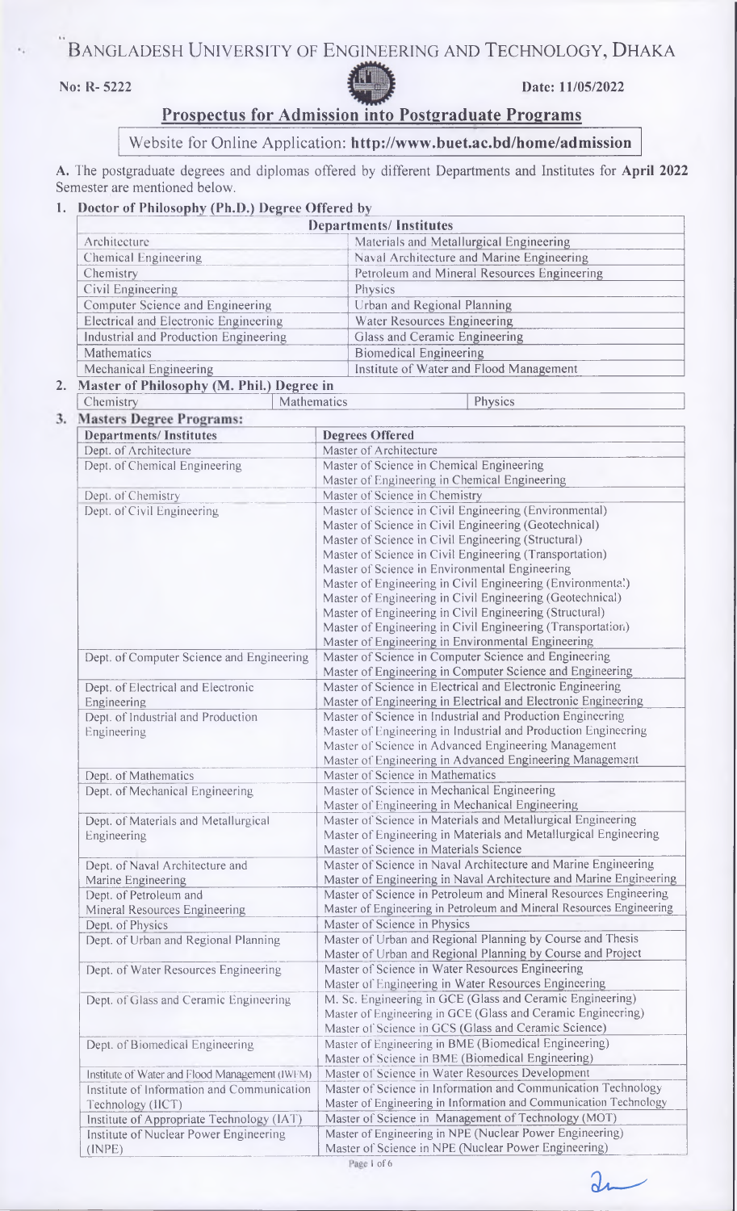# BANGLADESH UNIVERSITY OF ENGINEERING AND TECHNOLOGY, DHAKA

**No: R- 5222** **Date: 11/05/2022**

## Prospectus for Admission into Postgraduate Programs

Website for Online Application: **http://www.buet.ac.bd/home/admission**

**A.** The postgraduate degrees and diplomas offered by different Departments and Institutes for **April 2022** Semester are mentioned below.

### 1. Doctor of Philosophy (Ph.D.) Degree Offered by

| Departments/ Institutes | |
|---|---|
| Architecture | Materials and Metallurgical Engineering |
| Chemical Engineering | Naval Architecture and Marine Engineering |
| Chemistry | Petroleum and Mineral Resources Engineering |
| Civil Engineering | Physics |
| Computer Science and Engineering | Urban and Regional Planning |
| Electrical and Electronic Engineering | Water Resources Engineering |
| Industrial and Production Engineering | Glass and Ceramic Engineering |
| Mathematics | Biomedical Engineering |
| Mechanical Engineering | Institute of Water and Flood Management |

### 2. Master of Philosophy (M. Phil.) Degree in

| Chemistry | Mathematics | Physics |
|---|---|---|

### 3. Masters Degree Programs:

| Departments/ Institutes | Degrees Offered |
|---|---|
| Dept. of Architecture | Master of Architecture |
| Dept. of Chemical Engineering | Master of Science in Chemical Engineering<br>Master of Engineering in Chemical Engineering |
| Dept. of Chemistry | Master of Science in Chemistry |
| Dept. of Civil Engineering | Master of Science in Civil Engineering (Environmental)<br>Master of Science in Civil Engineering (Geotechnical)<br>Master of Science in Civil Engineering (Structural)<br>Master of Science in Civil Engineering (Transportation)<br>Master of Science in Environmental Engineering<br>Master of Engineering in Civil Engineering (Environmental)<br>Master of Engineering in Civil Engineering (Geotechnical)<br>Master of Engineering in Civil Engineering (Structural)<br>Master of Engineering in Civil Engineering (Transportation)<br>Master of Engineering in Environmental Engineering |
| Dept. of Computer Science and Engineering | Master of Science in Computer Science and Engineering<br>Master of Engineering in Computer Science and Engineering |
| Dept. of Electrical and Electronic Engineering | Master of Science in Electrical and Electronic Engineering<br>Master of Engineering in Electrical and Electronic Engineering |
| Dept. of Industrial and Production Engineering | Master of Science in Industrial and Production Engineering<br>Master of Engineering in Industrial and Production Engineering<br>Master of Science in Advanced Engineering Management<br>Master of Engineering in Advanced Engineering Management |
| Dept. of Mathematics | Master of Science in Mathematics |
| Dept. of Mechanical Engineering | Master of Science in Mechanical Engineering<br>Master of Engineering in Mechanical Engineering |
| Dept. of Materials and Metallurgical Engineering | Master of Science in Materials and Metallurgical Engineering<br>Master of Engineering in Materials and Metallurgical Engineering<br>Master of Science in Materials Science |
| Dept. of Naval Architecture and Marine Engineering | Master of Science in Naval Architecture and Marine Engineering<br>Master of Engineering in Naval Architecture and Marine Engineering |
| Dept. of Petroleum and Mineral Resources Engineering | Master of Science in Petroleum and Mineral Resources Engineering<br>Master of Engineering in Petroleum and Mineral Resources Engineering |
| Dept. of Physics | Master of Science in Physics |
| Dept. of Urban and Regional Planning | Master of Urban and Regional Planning by Course and Thesis<br>Master of Urban and Regional Planning by Course and Project |
| Dept. of Water Resources Engineering | Master of Science in Water Resources Engineering<br>Master of Engineering in Water Resources Engineering |
| Dept. of Glass and Ceramic Engineering | M. Sc. Engineering in GCE (Glass and Ceramic Engineering)<br>Master of Engineering in GCE (Glass and Ceramic Engineering)<br>Master of Science in GCS (Glass and Ceramic Science) |
| Dept. of Biomedical Engineering | Master of Engineering in BME (Biomedical Engineering)<br>Master of Science in BME (Biomedical Engineering) |
| Institute of Water and Flood Management (IWFM) | Master of Science in Water Resources Development |
| Institute of Information and Communication Technology (IICT) | Master of Science in Information and Communication Technology<br>Master of Engineering in Information and Communication Technology |
| Institute of Appropriate Technology (IAT) | Master of Science in Management of Technology (MOT) |
| Institute of Nuclear Power Engineering (INPE) | Master of Engineering in NPE (Nuclear Power Engineering)<br>Master of Science in NPE (Nuclear Power Engineering) |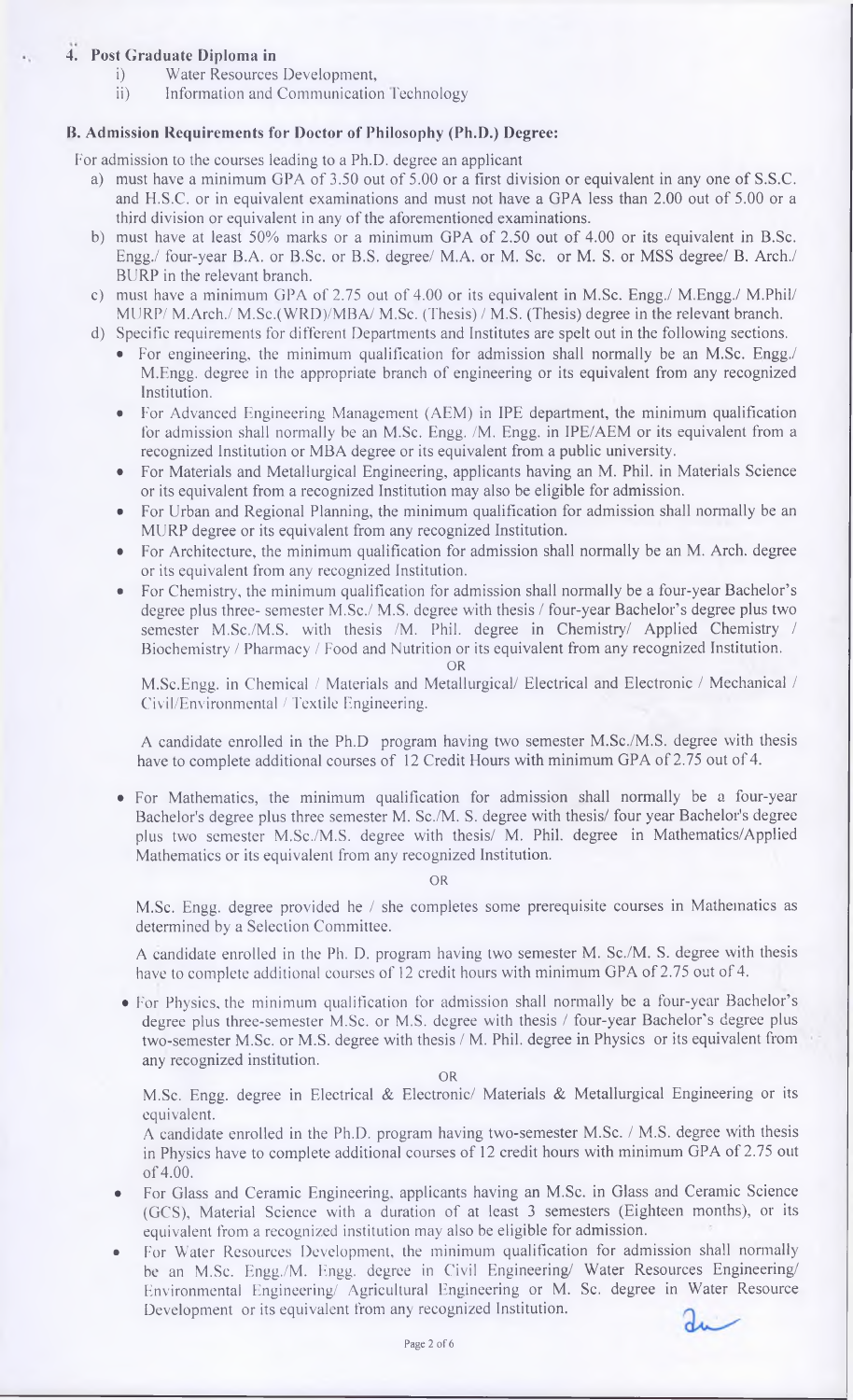4. **Post Graduate Diploma in**
   i) Water Resources Development,
   ii) Information and Communication Technology

**B. Admission Requirements for Doctor of Philosophy (Ph.D.) Degree:**

For admission to the courses leading to a Ph.D. degree an applicant

a) must have a minimum GPA of 3.50 out of 5.00 or a first division or equivalent in any one of S.S.C. and H.S.C. or in equivalent examinations and must not have a GPA less than 2.00 out of 5.00 or a third division or equivalent in any of the aforementioned examinations.
b) must have at least 50% marks or a minimum GPA of 2.50 out of 4.00 or its equivalent in B.Sc. Engg./ four-year B.A. or B.Sc. or B.S. degree/ M.A. or M. Sc. or M. S. or MSS degree/ B. Arch./ BURP in the relevant branch.
c) must have a minimum GPA of 2.75 out of 4.00 or its equivalent in M.Sc. Engg./ M.Engg./ M.Phil/ MURP/ M.Arch./ M.Sc.(WRD)/MBA/ M.Sc. (Thesis) / M.S. (Thesis) degree in the relevant branch.
d) Specific requirements for different Departments and Institutes are spelt out in the following sections.
   - For engineering, the minimum qualification for admission shall normally be an M.Sc. Engg./ M.Engg. degree in the appropriate branch of engineering or its equivalent from any recognized Institution.
   - For Advanced Engineering Management (AEM) in IPE department, the minimum qualification for admission shall normally be an M.Sc. Engg. /M. Engg. in IPE/AEM or its equivalent from a recognized Institution or MBA degree or its equivalent from a public university.
   - For Materials and Metallurgical Engineering, applicants having an M. Phil. in Materials Science or its equivalent from a recognized Institution may also be eligible for admission.
   - For Urban and Regional Planning, the minimum qualification for admission shall normally be an MURP degree or its equivalent from any recognized Institution.
   - For Architecture, the minimum qualification for admission shall normally be an M. Arch. degree or its equivalent from any recognized Institution.
   - For Chemistry, the minimum qualification for admission shall normally be a four-year Bachelor's degree plus three- semester M.Sc./ M.S. degree with thesis / four-year Bachelor's degree plus two semester M.Sc./M.S. with thesis /M. Phil. degree in Chemistry/ Applied Chemistry / Biochemistry / Pharmacy / Food and Nutrition or its equivalent from any recognized Institution.

     OR

     M.Sc.Engg. in Chemical / Materials and Metallurgical/ Electrical and Electronic / Mechanical / Civil/Environmental / Textile Engineering.

     A candidate enrolled in the Ph.D program having two semester M.Sc./M.S. degree with thesis have to complete additional courses of 12 Credit Hours with minimum GPA of 2.75 out of 4.

   - For Mathematics, the minimum qualification for admission shall normally be a four-year Bachelor's degree plus three semester M. Sc./M. S. degree with thesis/ four year Bachelor's degree plus two semester M.Sc./M.S. degree with thesis/ M. Phil. degree in Mathematics/Applied Mathematics or its equivalent from any recognized Institution.

     OR

     M.Sc. Engg. degree provided he / she completes some prerequisite courses in Mathematics as determined by a Selection Committee.

     A candidate enrolled in the Ph. D. program having two semester M. Sc./M. S. degree with thesis have to complete additional courses of 12 credit hours with minimum GPA of 2.75 out of 4.

   - For Physics, the minimum qualification for admission shall normally be a four-year Bachelor's degree plus three-semester M.Sc. or M.S. degree with thesis / four-year Bachelor's degree plus two-semester M.Sc. or M.S. degree with thesis / M. Phil. degree in Physics or its equivalent from any recognized institution.

     OR

     M.Sc. Engg. degree in Electrical & Electronic/ Materials & Metallurgical Engineering or its equivalent.

     A candidate enrolled in the Ph.D. program having two-semester M.Sc. / M.S. degree with thesis in Physics have to complete additional courses of 12 credit hours with minimum GPA of 2.75 out of 4.00.

   - For Glass and Ceramic Engineering, applicants having an M.Sc. in Glass and Ceramic Science (GCS), Material Science with a duration of at least 3 semesters (Eighteen months), or its equivalent from a recognized institution may also be eligible for admission.
   - For Water Resources Development, the minimum qualification for admission shall normally be an M.Sc. Engg./M. Engg. degree in Civil Engineering/ Water Resources Engineering/ Environmental Engineering/ Agricultural Engineering or M. Sc. degree in Water Resource Development or its equivalent from any recognized Institution.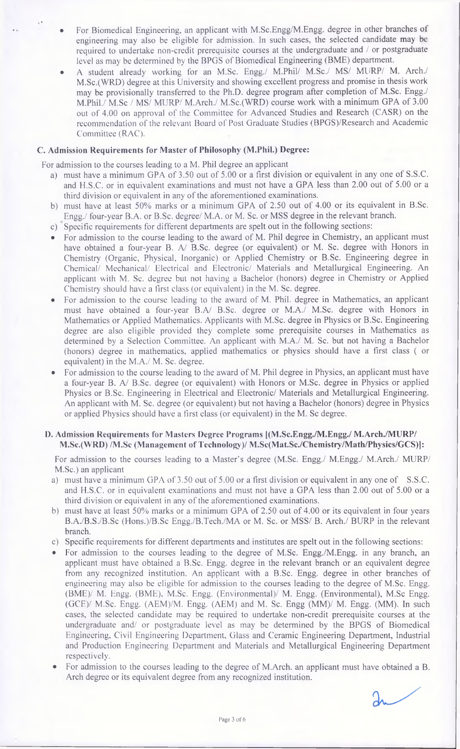- For Biomedical Engineering, an applicant with M.Sc.Engg/M.Engg. degree in other branches of engineering may also be eligible for admission. In such cases, the selected candidate may be required to undertake non-credit prerequisite courses at the undergraduate and / or postgraduate level as may be determined by the BPGS of Biomedical Engineering (BME) department.
- A student already working for an M.Sc. Engg./ M.Phil/ M.Sc./ MS/ MURP/ M. Arch./ M.Sc.(WRD) degree at this University and showing excellent progress and promise in thesis work may be provisionally transferred to the Ph.D. degree program after completion of M.Sc. Engg./ M.Phil./ M.Sc / MS/ MURP/ M.Arch./ M.Sc.(WRD) course work with a minimum GPA of 3.00 out of 4.00 on approval of the Committee for Advanced Studies and Research (CASR) on the recommendation of the relevant Board of Post Graduate Studies (BPGS)/Research and Academic Committee (RAC).

### C. Admission Requirements for Master of Philosophy (M.Phil.) Degree:

For admission to the courses leading to a M. Phil degree an applicant

a) must have a minimum GPA of 3.50 out of 5.00 or a first division or equivalent in any one of S.S.C. and H.S.C. or in equivalent examinations and must not have a GPA less than 2.00 out of 5.00 or a third division or equivalent in any of the aforementioned examinations.
b) must have at least 50% marks or a minimum GPA of 2.50 out of 4.00 or its equivalent in B.Sc. Engg./ four-year B.A. or B.Sc. degree/ M.A. or M. Sc. or MSS degree in the relevant branch.
c) Specific requirements for different departments are spelt out in the following sections:

- For admission to the course leading to the award of M. Phil degree in Chemistry, an applicant must have obtained a four-year B. A/ B.Sc. degree (or equivalent) or M. Sc. degree with Honors in Chemistry (Organic, Physical, Inorganic) or Applied Chemistry or B.Sc. Engineering degree in Chemical/ Mechanical/ Electrical and Electronic/ Materials and Metallurgical Engineering. An applicant with M. Sc. degree but not having a Bachelor (honors) degree in Chemistry or Applied Chemistry should have a first class (or equivalent) in the M. Sc. degree.
- For admission to the course leading to the award of M. Phil. degree in Mathematics, an applicant must have obtained a four-year B.A/ B.Sc. degree or M.A./ M.Sc. degree with Honors in Mathematics or Applied Mathematics. Applicants with M.Sc. degree in Physics or B.Sc. Engineering degree are also eligible provided they complete some prerequisite courses in Mathematics as determined by a Selection Committee. An applicant with M.A./ M. Sc. but not having a Bachelor (honors) degree in mathematics, applied mathematics or physics should have a first class ( or equivalent) in the M.A./ M. Sc. degree.
- For admission to the course leading to the award of M. Phil degree in Physics, an applicant must have a four-year B. A/ B.Sc. degree (or equivalent) with Honors or M.Sc. degree in Physics or applied Physics or B.Sc. Engineering in Electrical and Electronic/ Materials and Metallurgical Engineering. An applicant with M. Sc. degree (or equivalent) but not having a Bachelor (honors) degree in Physics or applied Physics should have a first class (or equivalent) in the M. Sc degree.

### D. Admission Requirements for Masters Degree Programs [(M.Sc.Engg./M.Engg./ M.Arch./MURP/ M.Sc.(WRD) /M.Sc (Management of Technology)/ M.Sc(Mat.Sc./Chemistry/Math/Physics/GCS)]:

For admission to the courses leading to a Master's degree (M.Sc. Engg./ M.Engg./ M.Arch./ MURP/ M.Sc.) an applicant

a) must have a minimum GPA of 3.50 out of 5.00 or a first division or equivalent in any one of S.S.C. and H.S.C. or in equivalent examinations and must not have a GPA less than 2.00 out of 5.00 or a third division or equivalent in any of the aforementioned examinations.
b) must have at least 50% marks or a minimum GPA of 2.50 out of 4.00 or its equivalent in four years B.A./B.S./B.Sc (Hons.)/B.Sc Engg./B.Tech./MA or M. Sc. or MSS/ B. Arch./ BURP in the relevant branch.
c) Specific requirements for different departments and institutes are spelt out in the following sections:

- For admission to the courses leading to the degree of M.Sc. Engg./M.Engg. in any branch, an applicant must have obtained a B.Sc. Engg. degree in the relevant branch or an equivalent degree from any recognized institution. An applicant with a B.Sc. Engg. degree in other branches of engineering may also be eligible for admission to the courses leading to the degree of M.Sc. Engg. (BME)/ M. Engg. (BME), M.Sc. Engg. (Environmental)/ M. Engg. (Environmental), M.Sc Engg. (GCE)/ M.Sc. Engg. (AEM)/M. Engg. (AEM) and M. Sc. Engg (MM)/ M. Engg. (MM). In such cases, the selected candidate may be required to undertake non-credit prerequisite courses at the undergraduate and/ or postgraduate level as may be determined by the BPGS of Biomedical Engineering, Civil Engineering Department, Glass and Ceramic Engineering Department, Industrial and Production Engineering Department and Materials and Metallurgical Engineering Department respectively.
- For admission to the courses leading to the degree of M.Arch. an applicant must have obtained a B. Arch degree or its equivalent degree from any recognized institution.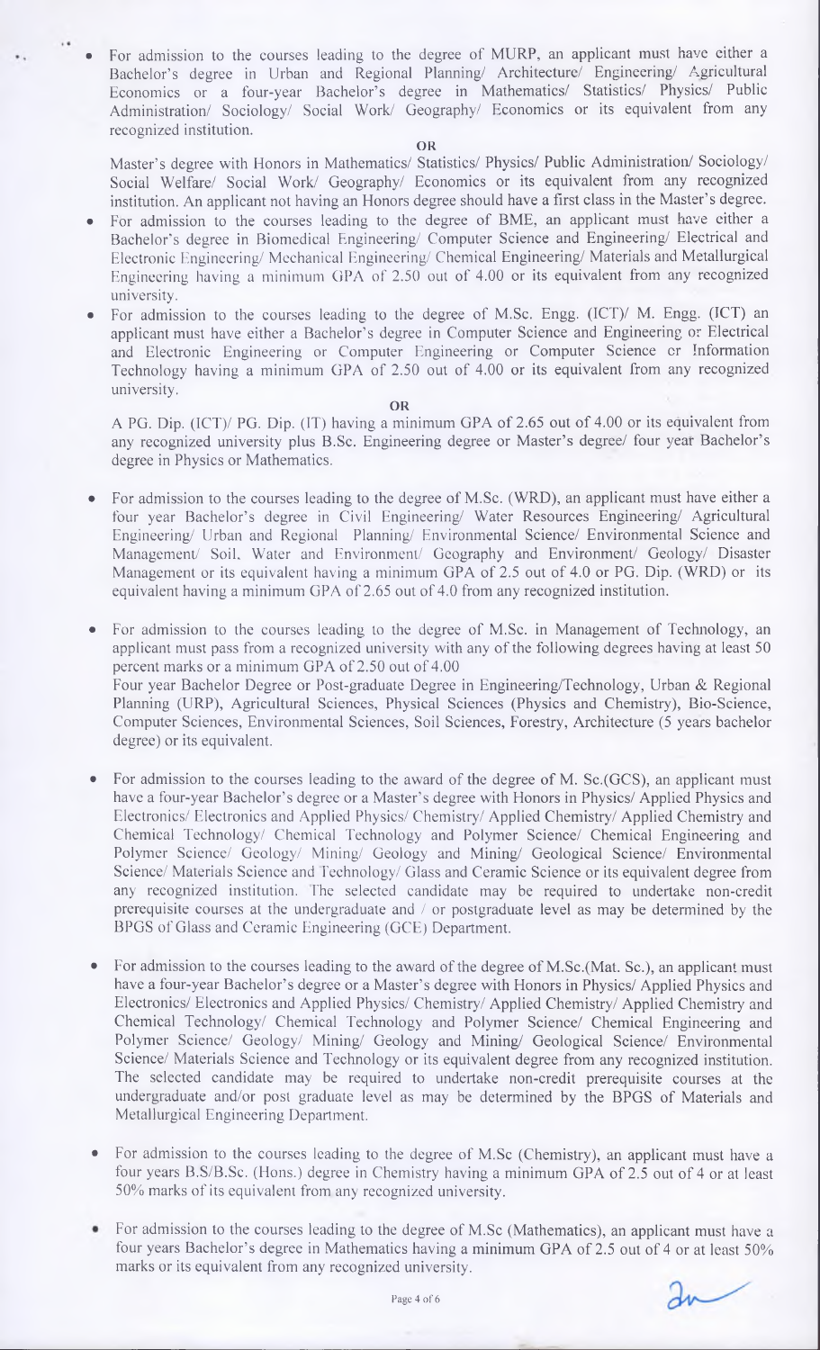- For admission to the courses leading to the degree of MURP, an applicant must have either a Bachelor's degree in Urban and Regional Planning/ Architecture/ Engineering/ Agricultural Economics or a four-year Bachelor's degree in Mathematics/ Statistics/ Physics/ Public Administration/ Sociology/ Social Work/ Geography/ Economics or its equivalent from any recognized institution.

  **OR**

  Master's degree with Honors in Mathematics/ Statistics/ Physics/ Public Administration/ Sociology/ Social Welfare/ Social Work/ Geography/ Economics or its equivalent from any recognized institution. An applicant not having an Honors degree should have a first class in the Master's degree.

- For admission to the courses leading to the degree of BME, an applicant must have either a Bachelor's degree in Biomedical Engineering/ Computer Science and Engineering/ Electrical and Electronic Engineering/ Mechanical Engineering/ Chemical Engineering/ Materials and Metallurgical Engineering having a minimum GPA of 2.50 out of 4.00 or its equivalent from any recognized university.

- For admission to the courses leading to the degree of M.Sc. Engg. (ICT)/ M. Engg. (ICT) an applicant must have either a Bachelor's degree in Computer Science and Engineering or Electrical and Electronic Engineering or Computer Engineering or Computer Science or Information Technology having a minimum GPA of 2.50 out of 4.00 or its equivalent from any recognized university.

  **OR**

  A PG. Dip. (ICT)/ PG. Dip. (IT) having a minimum GPA of 2.65 out of 4.00 or its equivalent from any recognized university plus B.Sc. Engineering degree or Master's degree/ four year Bachelor's degree in Physics or Mathematics.

- For admission to the courses leading to the degree of M.Sc. (WRD), an applicant must have either a four year Bachelor's degree in Civil Engineering/ Water Resources Engineering/ Agricultural Engineering/ Urban and Regional Planning/ Environmental Science/ Environmental Science and Management/ Soil, Water and Environment/ Geography and Environment/ Geology/ Disaster Management or its equivalent having a minimum GPA of 2.5 out of 4.0 or PG. Dip. (WRD) or its equivalent having a minimum GPA of 2.65 out of 4.0 from any recognized institution.

- For admission to the courses leading to the degree of M.Sc. in Management of Technology, an applicant must pass from a recognized university with any of the following degrees having at least 50 percent marks or a minimum GPA of 2.50 out of 4.00

  Four year Bachelor Degree or Post-graduate Degree in Engineering/Technology, Urban & Regional Planning (URP), Agricultural Sciences, Physical Sciences (Physics and Chemistry), Bio-Science, Computer Sciences, Environmental Sciences, Soil Sciences, Forestry, Architecture (5 years bachelor degree) or its equivalent.

- For admission to the courses leading to the award of the degree of M. Sc.(GCS), an applicant must have a four-year Bachelor's degree or a Master's degree with Honors in Physics/ Applied Physics and Electronics/ Electronics and Applied Physics/ Chemistry/ Applied Chemistry/ Applied Chemistry and Chemical Technology/ Chemical Technology and Polymer Science/ Chemical Engineering and Polymer Science/ Geology/ Mining/ Geology and Mining/ Geological Science/ Environmental Science/ Materials Science and Technology/ Glass and Ceramic Science or its equivalent degree from any recognized institution. The selected candidate may be required to undertake non-credit prerequisite courses at the undergraduate and / or postgraduate level as may be determined by the BPGS of Glass and Ceramic Engineering (GCE) Department.

- For admission to the courses leading to the award of the degree of M.Sc.(Mat. Sc.), an applicant must have a four-year Bachelor's degree or a Master's degree with Honors in Physics/ Applied Physics and Electronics/ Electronics and Applied Physics/ Chemistry/ Applied Chemistry/ Applied Chemistry and Chemical Technology/ Chemical Technology and Polymer Science/ Chemical Engineering and Polymer Science/ Geology/ Mining/ Geology and Mining/ Geological Science/ Environmental Science/ Materials Science and Technology or its equivalent degree from any recognized institution. The selected candidate may be required to undertake non-credit prerequisite courses at the undergraduate and/or post graduate level as may be determined by the BPGS of Materials and Metallurgical Engineering Department.

- For admission to the courses leading to the degree of M.Sc (Chemistry), an applicant must have a four years B.S/B.Sc. (Hons.) degree in Chemistry having a minimum GPA of 2.5 out of 4 or at least 50% marks of its equivalent from any recognized university.

- For admission to the courses leading to the degree of M.Sc (Mathematics), an applicant must have a four years Bachelor's degree in Mathematics having a minimum GPA of 2.5 out of 4 or at least 50% marks or its equivalent from any recognized university.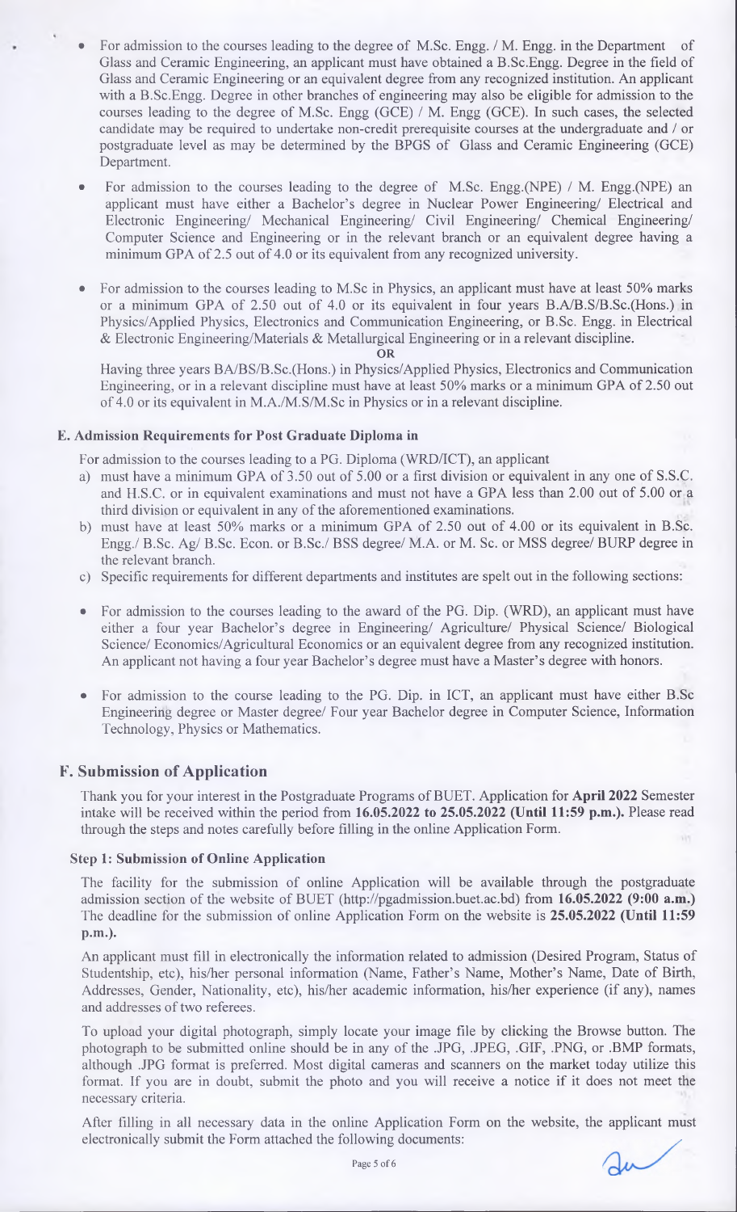- For admission to the courses leading to the degree of M.Sc. Engg. / M. Engg. in the Department of Glass and Ceramic Engineering, an applicant must have obtained a B.Sc.Engg. Degree in the field of Glass and Ceramic Engineering or an equivalent degree from any recognized institution. An applicant with a B.Sc.Engg. Degree in other branches of engineering may also be eligible for admission to the courses leading to the degree of M.Sc. Engg (GCE) / M. Engg (GCE). In such cases, the selected candidate may be required to undertake non-credit prerequisite courses at the undergraduate and / or postgraduate level as may be determined by the BPGS of Glass and Ceramic Engineering (GCE) Department.

- For admission to the courses leading to the degree of M.Sc. Engg.(NPE) / M. Engg.(NPE) an applicant must have either a Bachelor's degree in Nuclear Power Engineering/ Electrical and Electronic Engineering/ Mechanical Engineering/ Civil Engineering/ Chemical Engineering/ Computer Science and Engineering or in the relevant branch or an equivalent degree having a minimum GPA of 2.5 out of 4.0 or its equivalent from any recognized university.

- For admission to the courses leading to M.Sc in Physics, an applicant must have at least 50% marks or a minimum GPA of 2.50 out of 4.0 or its equivalent in four years B.A/B.S/B.Sc.(Hons.) in Physics/Applied Physics, Electronics and Communication Engineering, or B.Sc. Engg. in Electrical & Electronic Engineering/Materials & Metallurgical Engineering or in a relevant discipline.

  **OR**

  Having three years BA/BS/B.Sc.(Hons.) in Physics/Applied Physics, Electronics and Communication Engineering, or in a relevant discipline must have at least 50% marks or a minimum GPA of 2.50 out of 4.0 or its equivalent in M.A./M.S/M.Sc in Physics or in a relevant discipline.

### E. Admission Requirements for Post Graduate Diploma in

For admission to the courses leading to a PG. Diploma (WRD/ICT), an applicant

a) must have a minimum GPA of 3.50 out of 5.00 or a first division or equivalent in any one of S.S.C. and H.S.C. or in equivalent examinations and must not have a GPA less than 2.00 out of 5.00 or a third division or equivalent in any of the aforementioned examinations.
b) must have at least 50% marks or a minimum GPA of 2.50 out of 4.00 or its equivalent in B.Sc. Engg./ B.Sc. Ag/ B.Sc. Econ. or B.Sc./ BSS degree/ M.A. or M. Sc. or MSS degree/ BURP degree in the relevant branch.
c) Specific requirements for different departments and institutes are spelt out in the following sections:

- For admission to the courses leading to the award of the PG. Dip. (WRD), an applicant must have either a four year Bachelor's degree in Engineering/ Agriculture/ Physical Science/ Biological Science/ Economics/Agricultural Economics or an equivalent degree from any recognized institution. An applicant not having a four year Bachelor's degree must have a Master's degree with honors.

- For admission to the course leading to the PG. Dip. in ICT, an applicant must have either B.Sc Engineering degree or Master degree/ Four year Bachelor degree in Computer Science, Information Technology, Physics or Mathematics.

## F. Submission of Application

Thank you for your interest in the Postgraduate Programs of BUET. Application for **April 2022** Semester intake will be received within the period from **16.05.2022 to 25.05.2022 (Until 11:59 p.m.).** Please read through the steps and notes carefully before filling in the online Application Form.

### Step 1: Submission of Online Application

The facility for the submission of online Application will be available through the postgraduate admission section of the website of BUET (http://pgadmission.buet.ac.bd) from **16.05.2022 (9:00 a.m.)** The deadline for the submission of online Application Form on the website is **25.05.2022 (Until 11:59 p.m.).**

An applicant must fill in electronically the information related to admission (Desired Program, Status of Studentship, etc), his/her personal information (Name, Father's Name, Mother's Name, Date of Birth, Addresses, Gender, Nationality, etc), his/her academic information, his/her experience (if any), names and addresses of two referees.

To upload your digital photograph, simply locate your image file by clicking the Browse button. The photograph to be submitted online should be in any of the .JPG, .JPEG, .GIF, .PNG, or .BMP formats, although .JPG format is preferred. Most digital cameras and scanners on the market today utilize this format. If you are in doubt, submit the photo and you will receive a notice if it does not meet the necessary criteria.

After filling in all necessary data in the online Application Form on the website, the applicant must electronically submit the Form attached the following documents: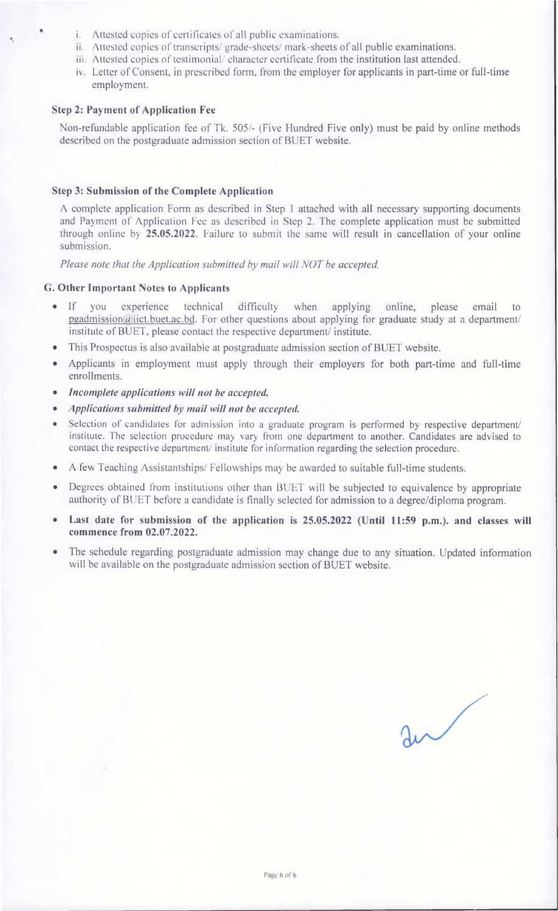i. Attested copies of certificates of all public examinations.
ii. Attested copies of transcripts/ grade-sheets/ mark-sheets of all public examinations.
iii. Attested copies of testimonial/ character certificate from the institution last attended.
iv. Letter of Consent, in prescribed form, from the employer for applicants in part-time or full-time employment.

### Step 2: Payment of Application Fee

Non-refundable application fee of Tk. 505/- (Five Hundred Five only) must be paid by online methods described on the postgraduate admission section of BUET website.

### Step 3: Submission of the Complete Application

A complete application Form as described in Step 1 attached with all necessary supporting documents and Payment of Application Fee as described in Step 2. The complete application must be submitted through online by **25.05.2022**. Failure to submit the same will result in cancellation of your online submission.

*Please note that the Application submitted by mail will NOT be accepted.*

## G. Other Important Notes to Applicants

- If you experience technical difficulty when applying online, please email to pgadmission@iict.buet.ac.bd. For other questions about applying for graduate study at a department/ institute of BUET, please contact the respective department/ institute.
- This Prospectus is also available at postgraduate admission section of BUET website.
- Applicants in employment must apply through their employers for both part-time and full-time enrollments.
- ***Incomplete applications will not be accepted.***
- ***Applications submitted by mail will not be accepted.***
- Selection of candidates for admission into a graduate program is performed by respective department/ institute. The selection procedure may vary from one department to another. Candidates are advised to contact the respective department/ institute for information regarding the selection procedure.
- A few Teaching Assistantships/ Fellowships may be awarded to suitable full-time students.
- Degrees obtained from institutions other than BUET will be subjected to equivalence by appropriate authority of BUET before a candidate is finally selected for admission to a degree/diploma program.
- **Last date for submission of the application is 25.05.2022 (Until 11:59 p.m.). and classes will commence from 02.07.2022.**
- The schedule regarding postgraduate admission may change due to any situation. Updated information will be available on the postgraduate admission section of BUET website.